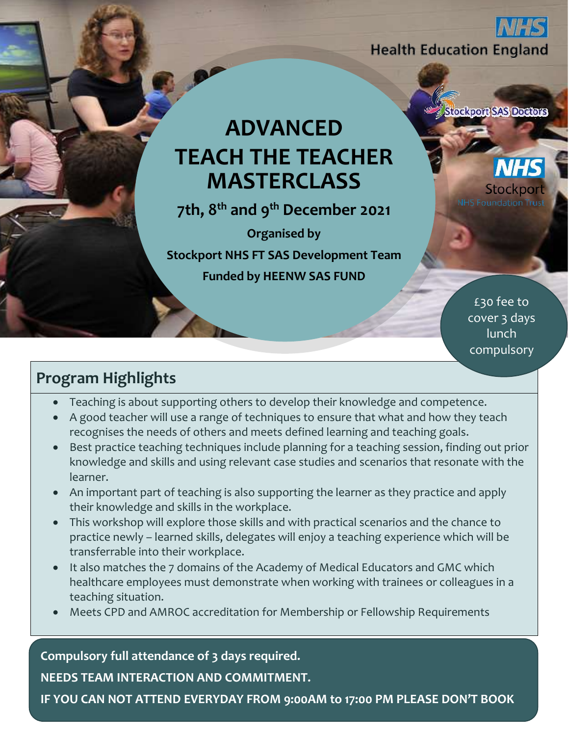NHS Health Education England

Stockport SAS Doctors

NHS Stockport NHS Foundation Trust

# ADVANCED TEACH THE TEACHER MASTERCLASS

**7th, 8th and 9th December 2021**

**Organised by**

**Stockport NHS FT SAS Development Team**

**Funded by HEENW SAS FUND**

£30 fee to cover 3 days lunch compulsory

## Program Highlights

- Teaching is about supporting others to develop their knowledge and competence.
- A good teacher will use a range of techniques to ensure that what and how they teach recognises the needs of others and meets defined learning and teaching goals.
- Best practice teaching techniques include planning for a teaching session, finding out prior knowledge and skills and using relevant case studies and scenarios that resonate with the learner.
- An important part of teaching is also supporting the learner as they practice and apply their knowledge and skills in the workplace.
- This workshop will explore those skills and with practical scenarios and the chance to practice newly – learned skills, delegates will enjoy a teaching experience which will be transferrable into their workplace.
- It also matches the 7 domains of the Academy of Medical Educators and GMC which healthcare employees must demonstrate when working with trainees or colleagues in a teaching situation.
- Meets CPD and AMROC accreditation for Membership or Fellowship Requirements

**Compulsory full attendance of 3 days required.**

**NEEDS TEAM INTERACTION AND COMMITMENT.**

**IF YOU CAN NOT ATTEND EVERYDAY FROM 9:00AM to 17:00 PM PLEASE DON'T BOOK**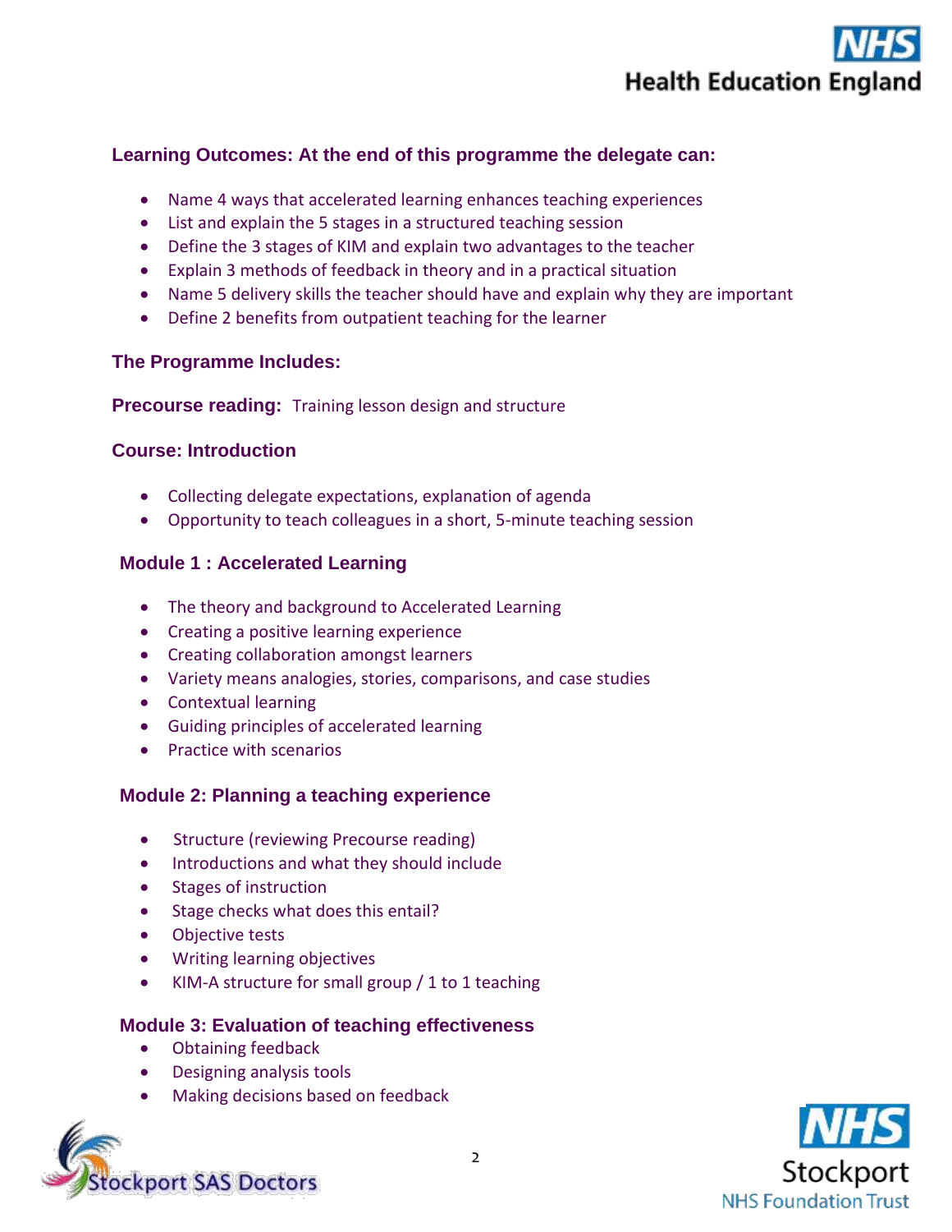### Learning Outcomes: At the end of this programme the delegate can:

- Name 4 ways that accelerated learning enhances teaching experiences
- List and explain the 5 stages in a structured teaching session
- Define the 3 stages of KIM and explain two advantages to the teacher
- Explain 3 methods of feedback in theory and in a practical situation
- Name 5 delivery skills the teacher should have and explain why they are important
- Define 2 benefits from outpatient teaching for the learner

### The Programme Includes:

**Precourse reading:** Training lesson design and structure

### Course: Introduction

- Collecting delegate expectations, explanation of agenda
- Opportunity to teach colleagues in a short, 5-minute teaching session

### Module 1 : Accelerated Learning

- The theory and background to Accelerated Learning
- Creating a positive learning experience
- Creating collaboration amongst learners
- Variety means analogies, stories, comparisons, and case studies
- Contextual learning
- Guiding principles of accelerated learning
- Practice with scenarios

### Module 2: Planning a teaching experience

- Structure (reviewing Precourse reading)
- Introductions and what they should include
- Stages of instruction
- Stage checks what does this entail?
- Objective tests
- Writing learning objectives
- KIM-A structure for small group / 1 to 1 teaching

### Module 3: Evaluation of teaching effectiveness

- Obtaining feedback
- Designing analysis tools
- Making decisions based on feedback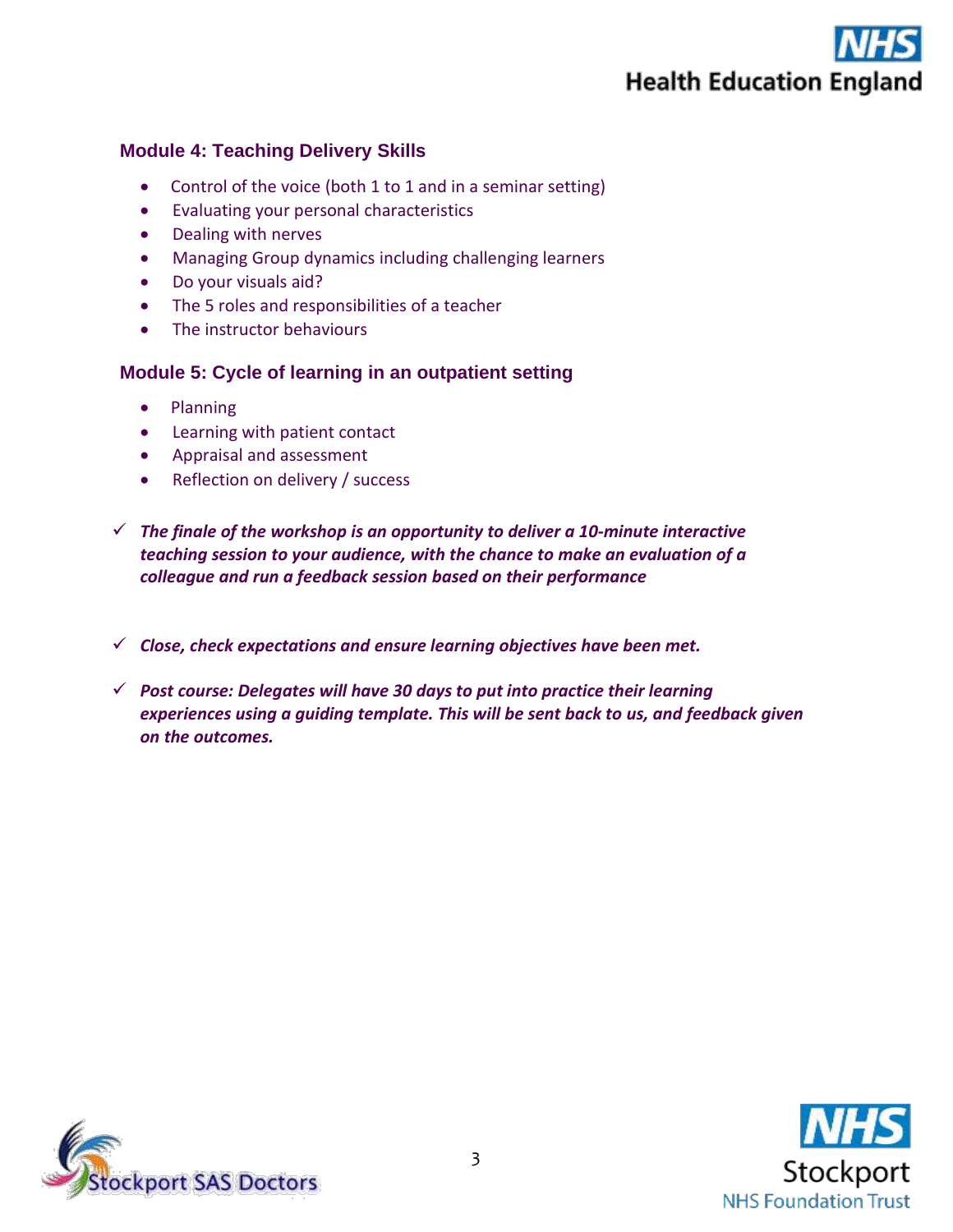### Module 4: Teaching Delivery Skills

- Control of the voice (both 1 to 1 and in a seminar setting)
- Evaluating your personal characteristics
- Dealing with nerves
- Managing Group dynamics including challenging learners
- Do your visuals aid?
- The 5 roles and responsibilities of a teacher
- The instructor behaviours

### Module 5: Cycle of learning in an outpatient setting

- Planning
- Learning with patient contact
- Appraisal and assessment
- Reflection on delivery / success

✓ ***The finale of the workshop is an opportunity to deliver a 10-minute interactive teaching session to your audience, with the chance to make an evaluation of a colleague and run a feedback session based on their performance***

✓ ***Close, check expectations and ensure learning objectives have been met.***

✓ ***Post course: Delegates will have 30 days to put into practice their learning experiences using a guiding template. This will be sent back to us, and feedback given on the outcomes.***